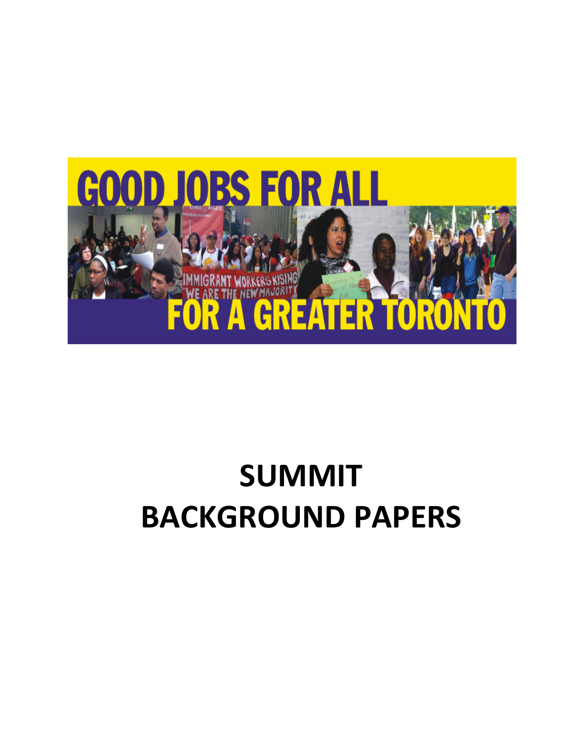GOOD JOBS FOR ALL

FOR A GREATER TORONTO

# SUMMIT BACKGROUND PAPERS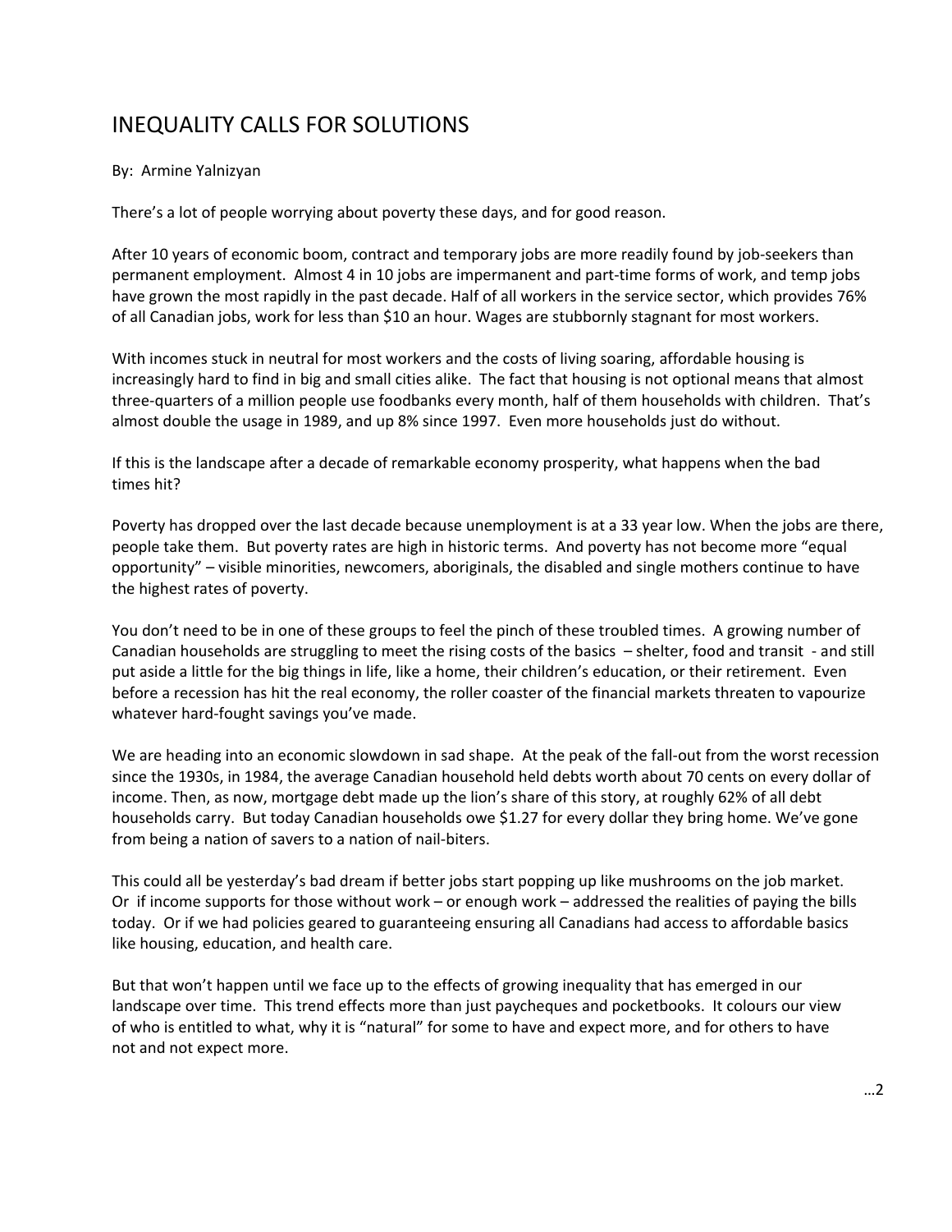# INEQUALITY CALLS FOR SOLUTIONS

By: Armine Yalnizyan

There's a lot of people worrying about poverty these days, and for good reason.

After 10 years of economic boom, contract and temporary jobs are more readily found by job-seekers than permanent employment. Almost 4 in 10 jobs are impermanent and part-time forms of work, and temp jobs have grown the most rapidly in the past decade. Half of all workers in the service sector, which provides 76% of all Canadian jobs, work for less than $10 an hour. Wages are stubbornly stagnant for most workers.

With incomes stuck in neutral for most workers and the costs of living soaring, affordable housing is increasingly hard to find in big and small cities alike. The fact that housing is not optional means that almost three-quarters of a million people use foodbanks every month, half of them households with children. That's almost double the usage in 1989, and up 8% since 1997. Even more households just do without.

If this is the landscape after a decade of remarkable economy prosperity, what happens when the bad times hit?

Poverty has dropped over the last decade because unemployment is at a 33 year low. When the jobs are there, people take them. But poverty rates are high in historic terms. And poverty has not become more "equal opportunity" – visible minorities, newcomers, aboriginals, the disabled and single mothers continue to have the highest rates of poverty.

You don't need to be in one of these groups to feel the pinch of these troubled times. A growing number of Canadian households are struggling to meet the rising costs of the basics – shelter, food and transit - and still put aside a little for the big things in life, like a home, their children's education, or their retirement. Even before a recession has hit the real economy, the roller coaster of the financial markets threaten to vapourize whatever hard-fought savings you've made.

We are heading into an economic slowdown in sad shape. At the peak of the fall-out from the worst recession since the 1930s, in 1984, the average Canadian household held debts worth about 70 cents on every dollar of income. Then, as now, mortgage debt made up the lion's share of this story, at roughly 62% of all debt households carry. But today Canadian households owe $1.27 for every dollar they bring home. We've gone from being a nation of savers to a nation of nail-biters.

This could all be yesterday's bad dream if better jobs start popping up like mushrooms on the job market. Or if income supports for those without work – or enough work – addressed the realities of paying the bills today. Or if we had policies geared to guaranteeing ensuring all Canadians had access to affordable basics like housing, education, and health care.

But that won't happen until we face up to the effects of growing inequality that has emerged in our landscape over time. This trend effects more than just paycheques and pocketbooks. It colours our view of who is entitled to what, why it is "natural" for some to have and expect more, and for others to have not and not expect more.

…2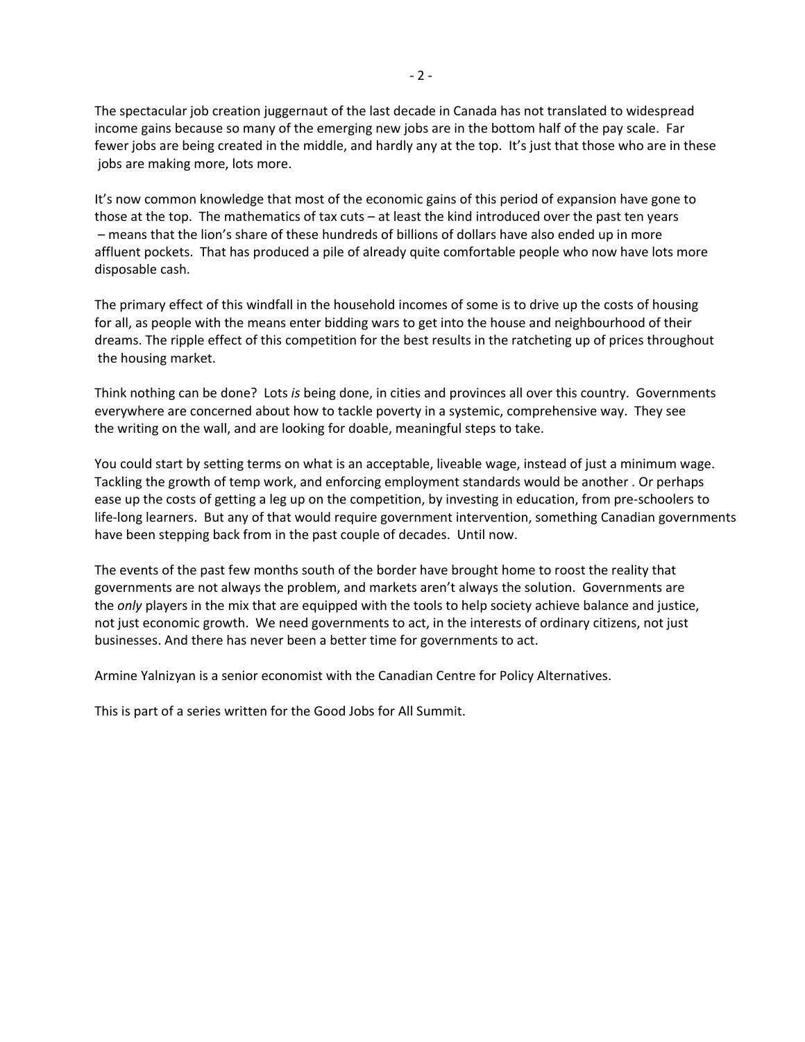The spectacular job creation juggernaut of the last decade in Canada has not translated to widespread income gains because so many of the emerging new jobs are in the bottom half of the pay scale. Far fewer jobs are being created in the middle, and hardly any at the top. It's just that those who are in these jobs are making more, lots more.

It's now common knowledge that most of the economic gains of this period of expansion have gone to those at the top. The mathematics of tax cuts – at least the kind introduced over the past ten years – means that the lion's share of these hundreds of billions of dollars have also ended up in more affluent pockets. That has produced a pile of already quite comfortable people who now have lots more disposable cash.

The primary effect of this windfall in the household incomes of some is to drive up the costs of housing for all, as people with the means enter bidding wars to get into the house and neighbourhood of their dreams. The ripple effect of this competition for the best results in the ratcheting up of prices throughout the housing market.

Think nothing can be done? Lots *is* being done, in cities and provinces all over this country. Governments everywhere are concerned about how to tackle poverty in a systemic, comprehensive way. They see the writing on the wall, and are looking for doable, meaningful steps to take.

You could start by setting terms on what is an acceptable, liveable wage, instead of just a minimum wage. Tackling the growth of temp work, and enforcing employment standards would be another . Or perhaps ease up the costs of getting a leg up on the competition, by investing in education, from pre-schoolers to life-long learners. But any of that would require government intervention, something Canadian governments have been stepping back from in the past couple of decades. Until now.

The events of the past few months south of the border have brought home to roost the reality that governments are not always the problem, and markets aren't always the solution. Governments are the *only* players in the mix that are equipped with the tools to help society achieve balance and justice, not just economic growth. We need governments to act, in the interests of ordinary citizens, not just businesses. And there has never been a better time for governments to act.

Armine Yalnizyan is a senior economist with the Canadian Centre for Policy Alternatives.

This is part of a series written for the Good Jobs for All Summit.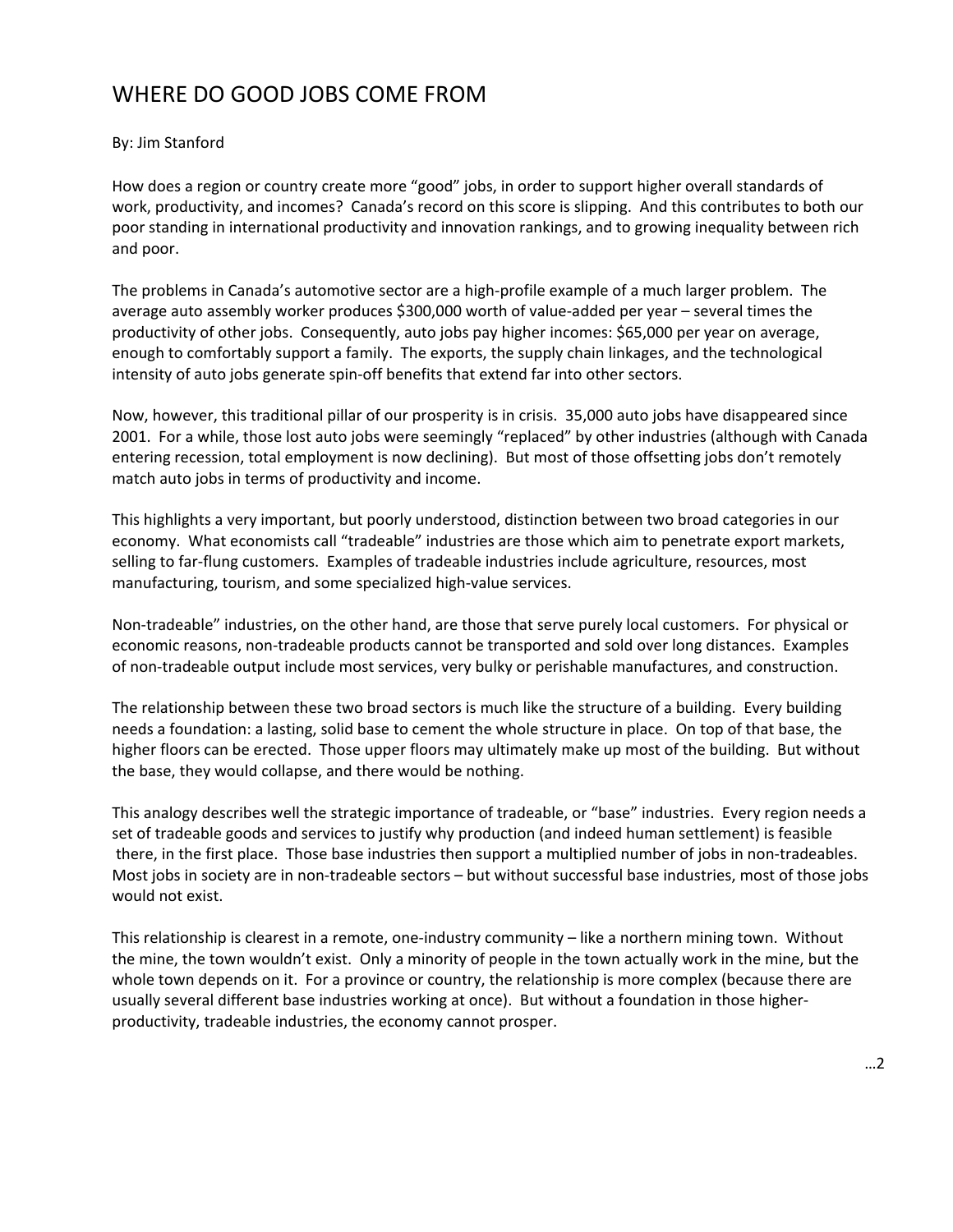# WHERE DO GOOD JOBS COME FROM

By: Jim Stanford

How does a region or country create more "good" jobs, in order to support higher overall standards of work, productivity, and incomes? Canada's record on this score is slipping. And this contributes to both our poor standing in international productivity and innovation rankings, and to growing inequality between rich and poor.

The problems in Canada's automotive sector are a high-profile example of a much larger problem. The average auto assembly worker produces $300,000 worth of value-added per year – several times the productivity of other jobs. Consequently, auto jobs pay higher incomes: $65,000 per year on average, enough to comfortably support a family. The exports, the supply chain linkages, and the technological intensity of auto jobs generate spin-off benefits that extend far into other sectors.

Now, however, this traditional pillar of our prosperity is in crisis. 35,000 auto jobs have disappeared since 2001. For a while, those lost auto jobs were seemingly "replaced" by other industries (although with Canada entering recession, total employment is now declining). But most of those offsetting jobs don't remotely match auto jobs in terms of productivity and income.

This highlights a very important, but poorly understood, distinction between two broad categories in our economy. What economists call "tradeable" industries are those which aim to penetrate export markets, selling to far-flung customers. Examples of tradeable industries include agriculture, resources, most manufacturing, tourism, and some specialized high-value services.

Non-tradeable" industries, on the other hand, are those that serve purely local customers. For physical or economic reasons, non-tradeable products cannot be transported and sold over long distances. Examples of non-tradeable output include most services, very bulky or perishable manufactures, and construction.

The relationship between these two broad sectors is much like the structure of a building. Every building needs a foundation: a lasting, solid base to cement the whole structure in place. On top of that base, the higher floors can be erected. Those upper floors may ultimately make up most of the building. But without the base, they would collapse, and there would be nothing.

This analogy describes well the strategic importance of tradeable, or "base" industries. Every region needs a set of tradeable goods and services to justify why production (and indeed human settlement) is feasible there, in the first place. Those base industries then support a multiplied number of jobs in non-tradeables. Most jobs in society are in non-tradeable sectors – but without successful base industries, most of those jobs would not exist.

This relationship is clearest in a remote, one-industry community – like a northern mining town. Without the mine, the town wouldn't exist. Only a minority of people in the town actually work in the mine, but the whole town depends on it. For a province or country, the relationship is more complex (because there are usually several different base industries working at once). But without a foundation in those higher-productivity, tradeable industries, the economy cannot prosper.

…2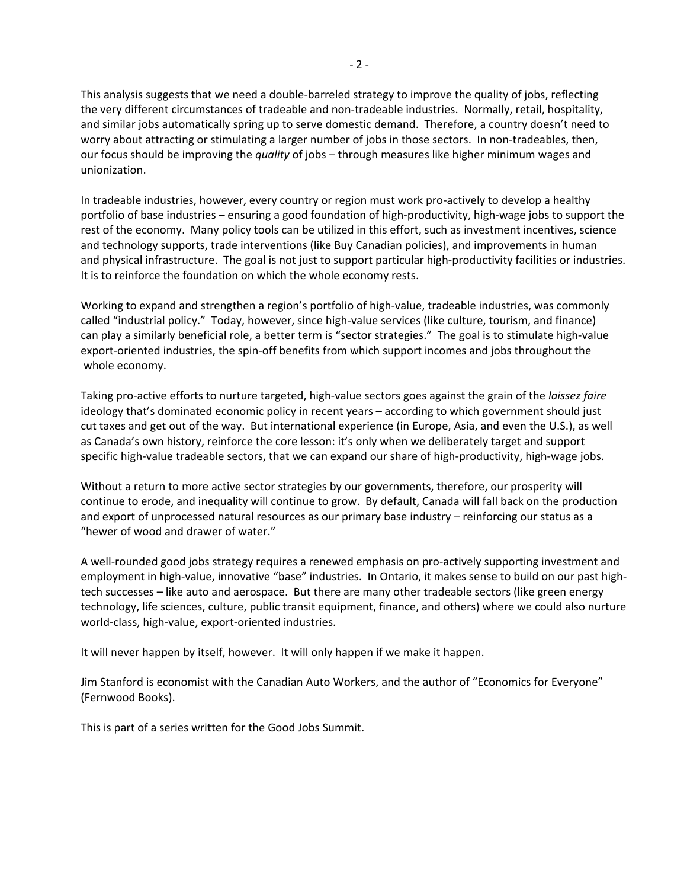This analysis suggests that we need a double-barreled strategy to improve the quality of jobs, reflecting the very different circumstances of tradeable and non-tradeable industries. Normally, retail, hospitality, and similar jobs automatically spring up to serve domestic demand. Therefore, a country doesn't need to worry about attracting or stimulating a larger number of jobs in those sectors. In non-tradeables, then, our focus should be improving the *quality* of jobs – through measures like higher minimum wages and unionization.

In tradeable industries, however, every country or region must work pro-actively to develop a healthy portfolio of base industries – ensuring a good foundation of high-productivity, high-wage jobs to support the rest of the economy. Many policy tools can be utilized in this effort, such as investment incentives, science and technology supports, trade interventions (like Buy Canadian policies), and improvements in human and physical infrastructure. The goal is not just to support particular high-productivity facilities or industries. It is to reinforce the foundation on which the whole economy rests.

Working to expand and strengthen a region's portfolio of high-value, tradeable industries, was commonly called "industrial policy." Today, however, since high-value services (like culture, tourism, and finance) can play a similarly beneficial role, a better term is "sector strategies." The goal is to stimulate high-value export-oriented industries, the spin-off benefits from which support incomes and jobs throughout the whole economy.

Taking pro-active efforts to nurture targeted, high-value sectors goes against the grain of the *laissez faire* ideology that's dominated economic policy in recent years – according to which government should just cut taxes and get out of the way. But international experience (in Europe, Asia, and even the U.S.), as well as Canada's own history, reinforce the core lesson: it's only when we deliberately target and support specific high-value tradeable sectors, that we can expand our share of high-productivity, high-wage jobs.

Without a return to more active sector strategies by our governments, therefore, our prosperity will continue to erode, and inequality will continue to grow. By default, Canada will fall back on the production and export of unprocessed natural resources as our primary base industry – reinforcing our status as a "hewer of wood and drawer of water."

A well-rounded good jobs strategy requires a renewed emphasis on pro-actively supporting investment and employment in high-value, innovative "base" industries. In Ontario, it makes sense to build on our past high-tech successes – like auto and aerospace. But there are many other tradeable sectors (like green energy technology, life sciences, culture, public transit equipment, finance, and others) where we could also nurture world-class, high-value, export-oriented industries.

It will never happen by itself, however. It will only happen if we make it happen.

Jim Stanford is economist with the Canadian Auto Workers, and the author of "Economics for Everyone" (Fernwood Books).

This is part of a series written for the Good Jobs Summit.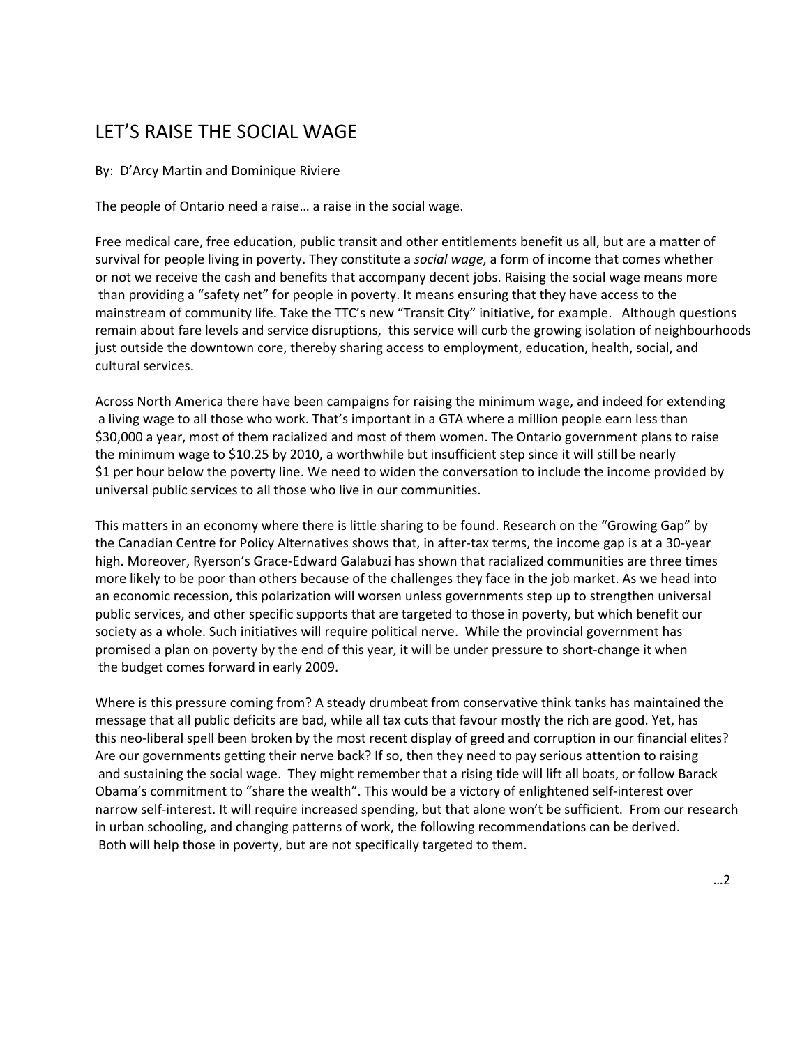# LET'S RAISE THE SOCIAL WAGE

By: D'Arcy Martin and Dominique Riviere

The people of Ontario need a raise… a raise in the social wage.

Free medical care, free education, public transit and other entitlements benefit us all, but are a matter of survival for people living in poverty. They constitute a *social wage*, a form of income that comes whether or not we receive the cash and benefits that accompany decent jobs. Raising the social wage means more than providing a "safety net" for people in poverty. It means ensuring that they have access to the mainstream of community life. Take the TTC's new "Transit City" initiative, for example. Although questions remain about fare levels and service disruptions, this service will curb the growing isolation of neighbourhoods just outside the downtown core, thereby sharing access to employment, education, health, social, and cultural services.

Across North America there have been campaigns for raising the minimum wage, and indeed for extending a living wage to all those who work. That's important in a GTA where a million people earn less than $30,000 a year, most of them racialized and most of them women. The Ontario government plans to raise the minimum wage to $10.25 by 2010, a worthwhile but insufficient step since it will still be nearly $1 per hour below the poverty line. We need to widen the conversation to include the income provided by universal public services to all those who live in our communities.

This matters in an economy where there is little sharing to be found. Research on the "Growing Gap" by the Canadian Centre for Policy Alternatives shows that, in after-tax terms, the income gap is at a 30-year high. Moreover, Ryerson's Grace-Edward Galabuzi has shown that racialized communities are three times more likely to be poor than others because of the challenges they face in the job market. As we head into an economic recession, this polarization will worsen unless governments step up to strengthen universal public services, and other specific supports that are targeted to those in poverty, but which benefit our society as a whole. Such initiatives will require political nerve. While the provincial government has promised a plan on poverty by the end of this year, it will be under pressure to short-change it when the budget comes forward in early 2009.

Where is this pressure coming from? A steady drumbeat from conservative think tanks has maintained the message that all public deficits are bad, while all tax cuts that favour mostly the rich are good. Yet, has this neo-liberal spell been broken by the most recent display of greed and corruption in our financial elites? Are our governments getting their nerve back? If so, then they need to pay serious attention to raising and sustaining the social wage. They might remember that a rising tide will lift all boats, or follow Barack Obama's commitment to "share the wealth". This would be a victory of enlightened self-interest over narrow self-interest. It will require increased spending, but that alone won't be sufficient. From our research in urban schooling, and changing patterns of work, the following recommendations can be derived. Both will help those in poverty, but are not specifically targeted to them.

…2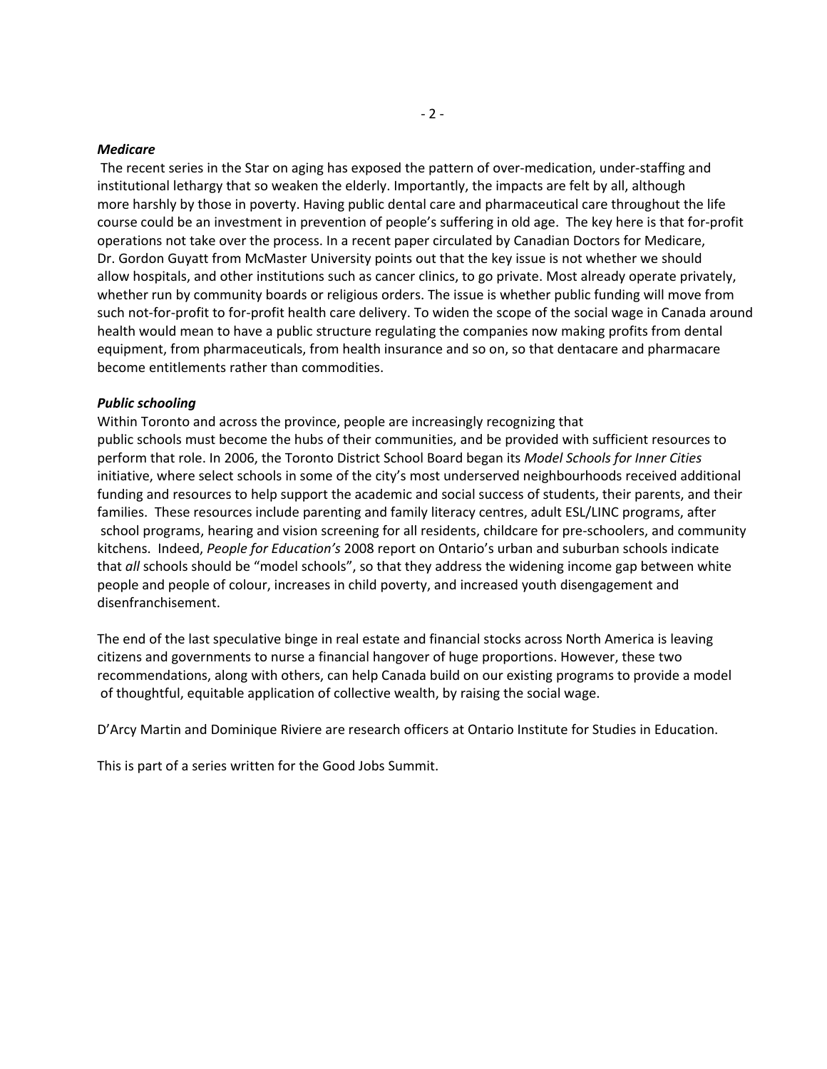***Medicare***

The recent series in the Star on aging has exposed the pattern of over-medication, under-staffing and institutional lethargy that so weaken the elderly. Importantly, the impacts are felt by all, although more harshly by those in poverty. Having public dental care and pharmaceutical care throughout the life course could be an investment in prevention of people's suffering in old age. The key here is that for-profit operations not take over the process. In a recent paper circulated by Canadian Doctors for Medicare, Dr. Gordon Guyatt from McMaster University points out that the key issue is not whether we should allow hospitals, and other institutions such as cancer clinics, to go private. Most already operate privately, whether run by community boards or religious orders. The issue is whether public funding will move from such not-for-profit to for-profit health care delivery. To widen the scope of the social wage in Canada around health would mean to have a public structure regulating the companies now making profits from dental equipment, from pharmaceuticals, from health insurance and so on, so that dentacare and pharmacare become entitlements rather than commodities.

***Public schooling***

Within Toronto and across the province, people are increasingly recognizing that public schools must become the hubs of their communities, and be provided with sufficient resources to perform that role. In 2006, the Toronto District School Board began its *Model Schools for Inner Cities* initiative, where select schools in some of the city's most underserved neighbourhoods received additional funding and resources to help support the academic and social success of students, their parents, and their families. These resources include parenting and family literacy centres, adult ESL/LINC programs, after school programs, hearing and vision screening for all residents, childcare for pre-schoolers, and community kitchens. Indeed, *People for Education's* 2008 report on Ontario's urban and suburban schools indicate that *all* schools should be "model schools", so that they address the widening income gap between white people and people of colour, increases in child poverty, and increased youth disengagement and disenfranchisement.

The end of the last speculative binge in real estate and financial stocks across North America is leaving citizens and governments to nurse a financial hangover of huge proportions. However, these two recommendations, along with others, can help Canada build on our existing programs to provide a model of thoughtful, equitable application of collective wealth, by raising the social wage.

D'Arcy Martin and Dominique Riviere are research officers at Ontario Institute for Studies in Education.

This is part of a series written for the Good Jobs Summit.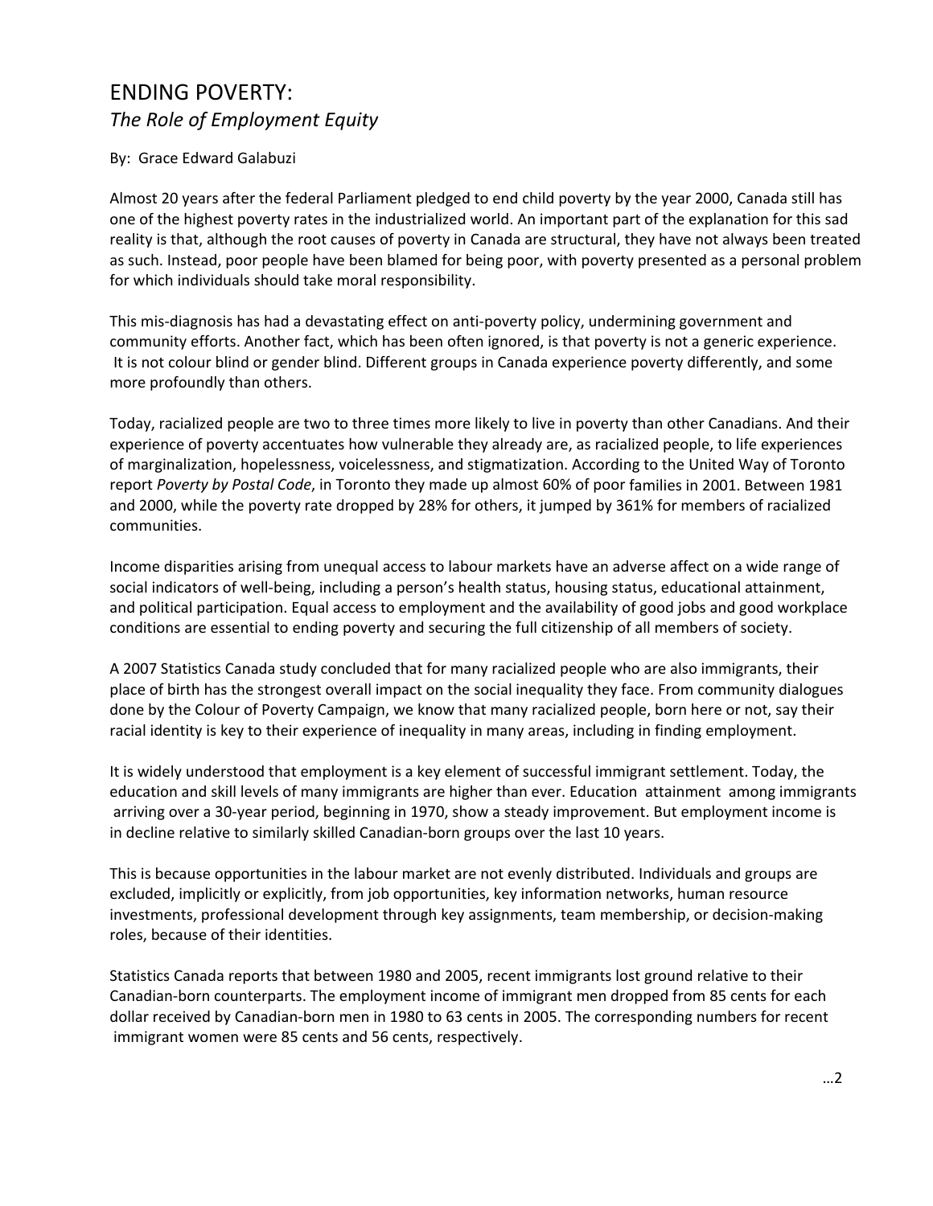# ENDING POVERTY:
## *The Role of Employment Equity*

By: Grace Edward Galabuzi

Almost 20 years after the federal Parliament pledged to end child poverty by the year 2000, Canada still has one of the highest poverty rates in the industrialized world. An important part of the explanation for this sad reality is that, although the root causes of poverty in Canada are structural, they have not always been treated as such. Instead, poor people have been blamed for being poor, with poverty presented as a personal problem for which individuals should take moral responsibility.

This mis-diagnosis has had a devastating effect on anti-poverty policy, undermining government and community efforts. Another fact, which has been often ignored, is that poverty is not a generic experience. It is not colour blind or gender blind. Different groups in Canada experience poverty differently, and some more profoundly than others.

Today, racialized people are two to three times more likely to live in poverty than other Canadians. And their experience of poverty accentuates how vulnerable they already are, as racialized people, to life experiences of marginalization, hopelessness, voicelessness, and stigmatization. According to the United Way of Toronto report *Poverty by Postal Code*, in Toronto they made up almost 60% of poor families in 2001. Between 1981 and 2000, while the poverty rate dropped by 28% for others, it jumped by 361% for members of racialized communities.

Income disparities arising from unequal access to labour markets have an adverse affect on a wide range of social indicators of well-being, including a person's health status, housing status, educational attainment, and political participation. Equal access to employment and the availability of good jobs and good workplace conditions are essential to ending poverty and securing the full citizenship of all members of society.

A 2007 Statistics Canada study concluded that for many racialized people who are also immigrants, their place of birth has the strongest overall impact on the social inequality they face. From community dialogues done by the Colour of Poverty Campaign, we know that many racialized people, born here or not, say their racial identity is key to their experience of inequality in many areas, including in finding employment.

It is widely understood that employment is a key element of successful immigrant settlement. Today, the education and skill levels of many immigrants are higher than ever. Education attainment among immigrants arriving over a 30-year period, beginning in 1970, show a steady improvement. But employment income is in decline relative to similarly skilled Canadian-born groups over the last 10 years.

This is because opportunities in the labour market are not evenly distributed. Individuals and groups are excluded, implicitly or explicitly, from job opportunities, key information networks, human resource investments, professional development through key assignments, team membership, or decision-making roles, because of their identities.

Statistics Canada reports that between 1980 and 2005, recent immigrants lost ground relative to their Canadian-born counterparts. The employment income of immigrant men dropped from 85 cents for each dollar received by Canadian-born men in 1980 to 63 cents in 2005. The corresponding numbers for recent immigrant women were 85 cents and 56 cents, respectively.

…2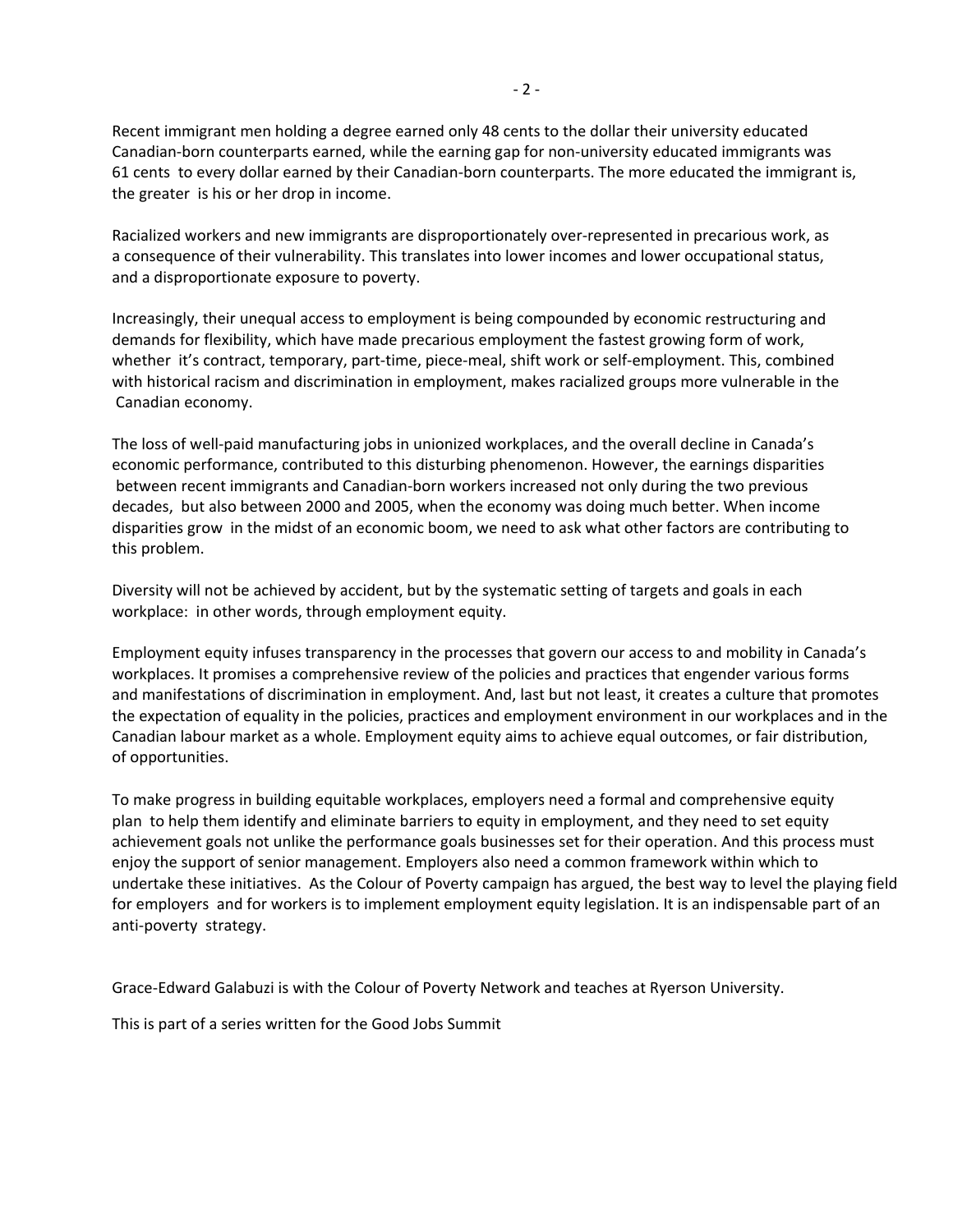Recent immigrant men holding a degree earned only 48 cents to the dollar their university educated Canadian-born counterparts earned, while the earning gap for non-university educated immigrants was 61 cents to every dollar earned by their Canadian-born counterparts. The more educated the immigrant is, the greater is his or her drop in income.

Racialized workers and new immigrants are disproportionately over-represented in precarious work, as a consequence of their vulnerability. This translates into lower incomes and lower occupational status, and a disproportionate exposure to poverty.

Increasingly, their unequal access to employment is being compounded by economic restructuring and demands for flexibility, which have made precarious employment the fastest growing form of work, whether it's contract, temporary, part-time, piece-meal, shift work or self-employment. This, combined with historical racism and discrimination in employment, makes racialized groups more vulnerable in the Canadian economy.

The loss of well-paid manufacturing jobs in unionized workplaces, and the overall decline in Canada's economic performance, contributed to this disturbing phenomenon. However, the earnings disparities between recent immigrants and Canadian-born workers increased not only during the two previous decades, but also between 2000 and 2005, when the economy was doing much better. When income disparities grow in the midst of an economic boom, we need to ask what other factors are contributing to this problem.

Diversity will not be achieved by accident, but by the systematic setting of targets and goals in each workplace: in other words, through employment equity.

Employment equity infuses transparency in the processes that govern our access to and mobility in Canada's workplaces. It promises a comprehensive review of the policies and practices that engender various forms and manifestations of discrimination in employment. And, last but not least, it creates a culture that promotes the expectation of equality in the policies, practices and employment environment in our workplaces and in the Canadian labour market as a whole. Employment equity aims to achieve equal outcomes, or fair distribution, of opportunities.

To make progress in building equitable workplaces, employers need a formal and comprehensive equity plan to help them identify and eliminate barriers to equity in employment, and they need to set equity achievement goals not unlike the performance goals businesses set for their operation. And this process must enjoy the support of senior management. Employers also need a common framework within which to undertake these initiatives. As the Colour of Poverty campaign has argued, the best way to level the playing field for employers and for workers is to implement employment equity legislation. It is an indispensable part of an anti-poverty strategy.

Grace-Edward Galabuzi is with the Colour of Poverty Network and teaches at Ryerson University.

This is part of a series written for the Good Jobs Summit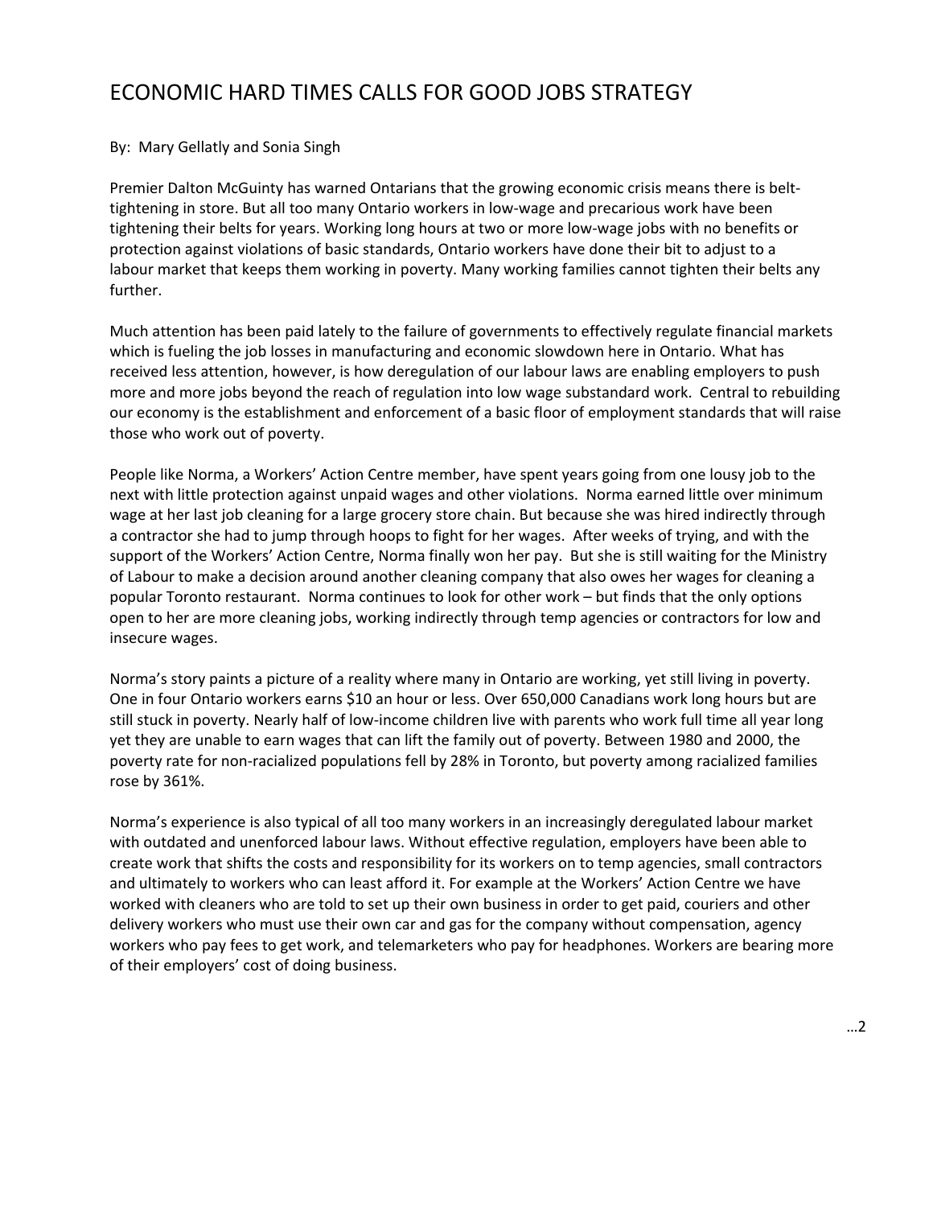# ECONOMIC HARD TIMES CALLS FOR GOOD JOBS STRATEGY

By: Mary Gellatly and Sonia Singh

Premier Dalton McGuinty has warned Ontarians that the growing economic crisis means there is belt-tightening in store. But all too many Ontario workers in low-wage and precarious work have been tightening their belts for years. Working long hours at two or more low-wage jobs with no benefits or protection against violations of basic standards, Ontario workers have done their bit to adjust to a labour market that keeps them working in poverty. Many working families cannot tighten their belts any further.

Much attention has been paid lately to the failure of governments to effectively regulate financial markets which is fueling the job losses in manufacturing and economic slowdown here in Ontario. What has received less attention, however, is how deregulation of our labour laws are enabling employers to push more and more jobs beyond the reach of regulation into low wage substandard work. Central to rebuilding our economy is the establishment and enforcement of a basic floor of employment standards that will raise those who work out of poverty.

People like Norma, a Workers' Action Centre member, have spent years going from one lousy job to the next with little protection against unpaid wages and other violations. Norma earned little over minimum wage at her last job cleaning for a large grocery store chain. But because she was hired indirectly through a contractor she had to jump through hoops to fight for her wages. After weeks of trying, and with the support of the Workers' Action Centre, Norma finally won her pay. But she is still waiting for the Ministry of Labour to make a decision around another cleaning company that also owes her wages for cleaning a popular Toronto restaurant. Norma continues to look for other work – but finds that the only options open to her are more cleaning jobs, working indirectly through temp agencies or contractors for low and insecure wages.

Norma's story paints a picture of a reality where many in Ontario are working, yet still living in poverty. One in four Ontario workers earns $10 an hour or less. Over 650,000 Canadians work long hours but are still stuck in poverty. Nearly half of low-income children live with parents who work full time all year long yet they are unable to earn wages that can lift the family out of poverty. Between 1980 and 2000, the poverty rate for non-racialized populations fell by 28% in Toronto, but poverty among racialized families rose by 361%.

Norma's experience is also typical of all too many workers in an increasingly deregulated labour market with outdated and unenforced labour laws. Without effective regulation, employers have been able to create work that shifts the costs and responsibility for its workers on to temp agencies, small contractors and ultimately to workers who can least afford it. For example at the Workers' Action Centre we have worked with cleaners who are told to set up their own business in order to get paid, couriers and other delivery workers who must use their own car and gas for the company without compensation, agency workers who pay fees to get work, and telemarketers who pay for headphones. Workers are bearing more of their employers' cost of doing business.

…2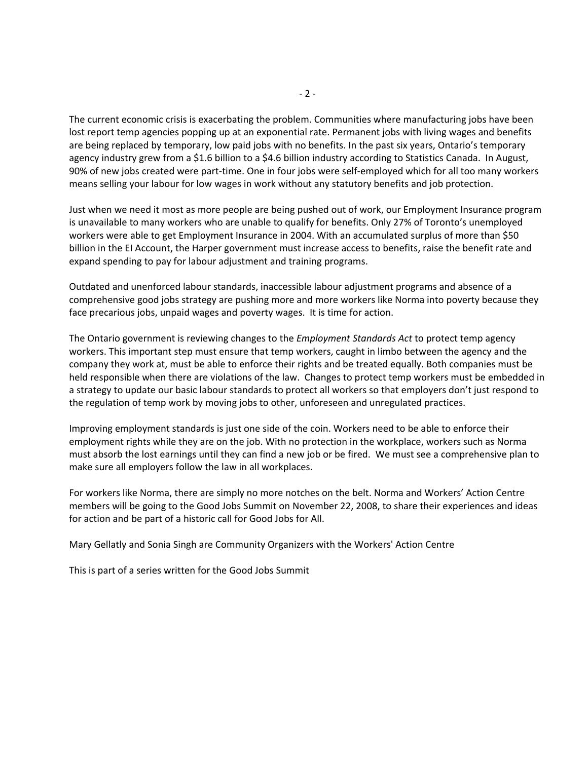The current economic crisis is exacerbating the problem. Communities where manufacturing jobs have been lost report temp agencies popping up at an exponential rate. Permanent jobs with living wages and benefits are being replaced by temporary, low paid jobs with no benefits. In the past six years, Ontario's temporary agency industry grew from a $1.6 billion to a $4.6 billion industry according to Statistics Canada. In August, 90% of new jobs created were part-time. One in four jobs were self-employed which for all too many workers means selling your labour for low wages in work without any statutory benefits and job protection.

Just when we need it most as more people are being pushed out of work, our Employment Insurance program is unavailable to many workers who are unable to qualify for benefits. Only 27% of Toronto's unemployed workers were able to get Employment Insurance in 2004. With an accumulated surplus of more than $50 billion in the EI Account, the Harper government must increase access to benefits, raise the benefit rate and expand spending to pay for labour adjustment and training programs.

Outdated and unenforced labour standards, inaccessible labour adjustment programs and absence of a comprehensive good jobs strategy are pushing more and more workers like Norma into poverty because they face precarious jobs, unpaid wages and poverty wages. It is time for action.

The Ontario government is reviewing changes to the *Employment Standards Act* to protect temp agency workers. This important step must ensure that temp workers, caught in limbo between the agency and the company they work at, must be able to enforce their rights and be treated equally. Both companies must be held responsible when there are violations of the law. Changes to protect temp workers must be embedded in a strategy to update our basic labour standards to protect all workers so that employers don't just respond to the regulation of temp work by moving jobs to other, unforeseen and unregulated practices.

Improving employment standards is just one side of the coin. Workers need to be able to enforce their employment rights while they are on the job. With no protection in the workplace, workers such as Norma must absorb the lost earnings until they can find a new job or be fired. We must see a comprehensive plan to make sure all employers follow the law in all workplaces.

For workers like Norma, there are simply no more notches on the belt. Norma and Workers' Action Centre members will be going to the Good Jobs Summit on November 22, 2008, to share their experiences and ideas for action and be part of a historic call for Good Jobs for All.

Mary Gellatly and Sonia Singh are Community Organizers with the Workers' Action Centre

This is part of a series written for the Good Jobs Summit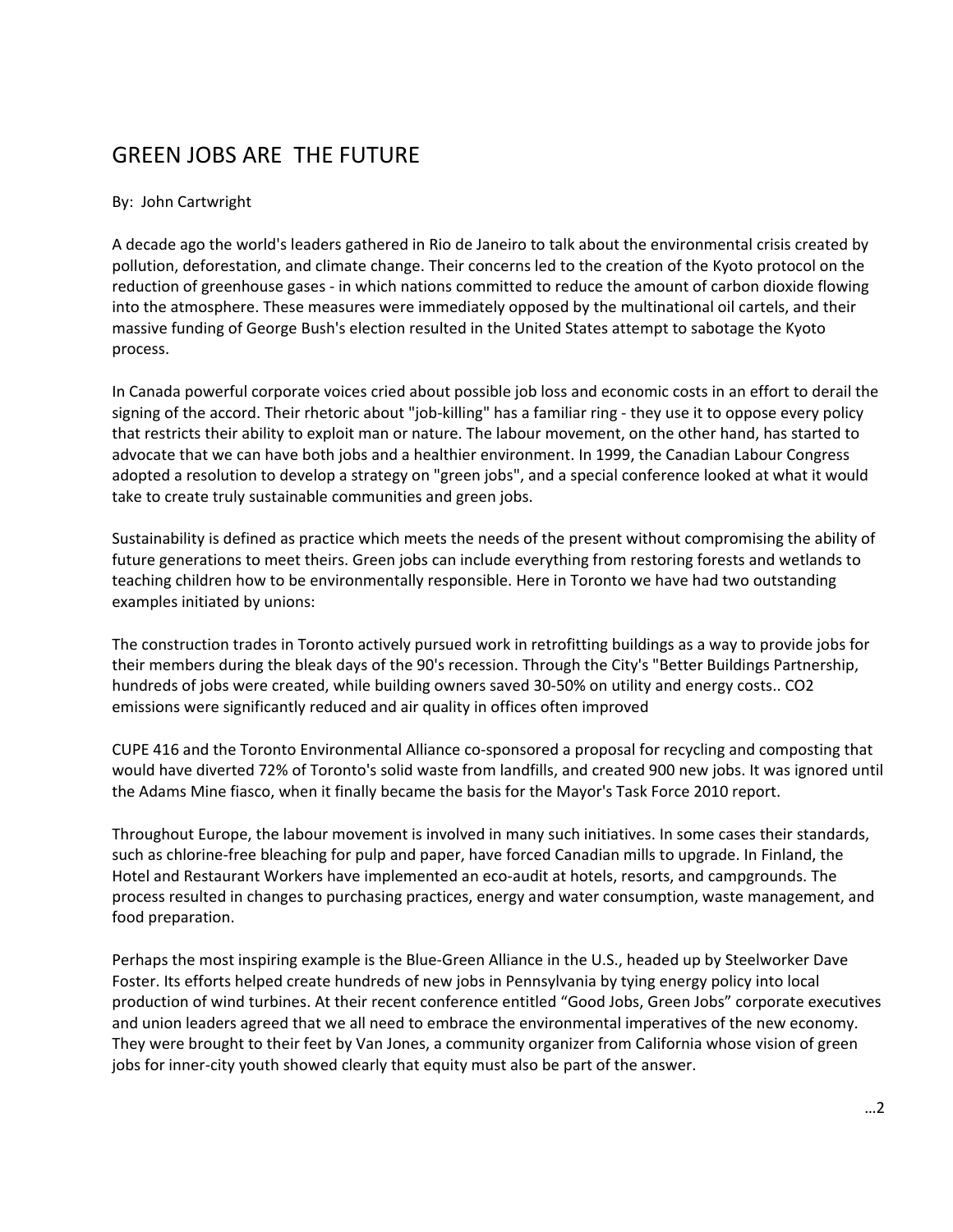# GREEN JOBS ARE THE FUTURE

By: John Cartwright

A decade ago the world's leaders gathered in Rio de Janeiro to talk about the environmental crisis created by pollution, deforestation, and climate change. Their concerns led to the creation of the Kyoto protocol on the reduction of greenhouse gases - in which nations committed to reduce the amount of carbon dioxide flowing into the atmosphere. These measures were immediately opposed by the multinational oil cartels, and their massive funding of George Bush's election resulted in the United States attempt to sabotage the Kyoto process.

In Canada powerful corporate voices cried about possible job loss and economic costs in an effort to derail the signing of the accord. Their rhetoric about "job-killing" has a familiar ring - they use it to oppose every policy that restricts their ability to exploit man or nature. The labour movement, on the other hand, has started to advocate that we can have both jobs and a healthier environment. In 1999, the Canadian Labour Congress adopted a resolution to develop a strategy on "green jobs", and a special conference looked at what it would take to create truly sustainable communities and green jobs.

Sustainability is defined as practice which meets the needs of the present without compromising the ability of future generations to meet theirs. Green jobs can include everything from restoring forests and wetlands to teaching children how to be environmentally responsible. Here in Toronto we have had two outstanding examples initiated by unions:

The construction trades in Toronto actively pursued work in retrofitting buildings as a way to provide jobs for their members during the bleak days of the 90's recession. Through the City's "Better Buildings Partnership, hundreds of jobs were created, while building owners saved 30-50% on utility and energy costs.. $CO_2$ emissions were significantly reduced and air quality in offices often improved

CUPE 416 and the Toronto Environmental Alliance co-sponsored a proposal for recycling and composting that would have diverted 72% of Toronto's solid waste from landfills, and created 900 new jobs. It was ignored until the Adams Mine fiasco, when it finally became the basis for the Mayor's Task Force 2010 report.

Throughout Europe, the labour movement is involved in many such initiatives. In some cases their standards, such as chlorine-free bleaching for pulp and paper, have forced Canadian mills to upgrade. In Finland, the Hotel and Restaurant Workers have implemented an eco-audit at hotels, resorts, and campgrounds. The process resulted in changes to purchasing practices, energy and water consumption, waste management, and food preparation.

Perhaps the most inspiring example is the Blue-Green Alliance in the U.S., headed up by Steelworker Dave Foster. Its efforts helped create hundreds of new jobs in Pennsylvania by tying energy policy into local production of wind turbines. At their recent conference entitled "Good Jobs, Green Jobs" corporate executives and union leaders agreed that we all need to embrace the environmental imperatives of the new economy. They were brought to their feet by Van Jones, a community organizer from California whose vision of green jobs for inner-city youth showed clearly that equity must also be part of the answer.

…2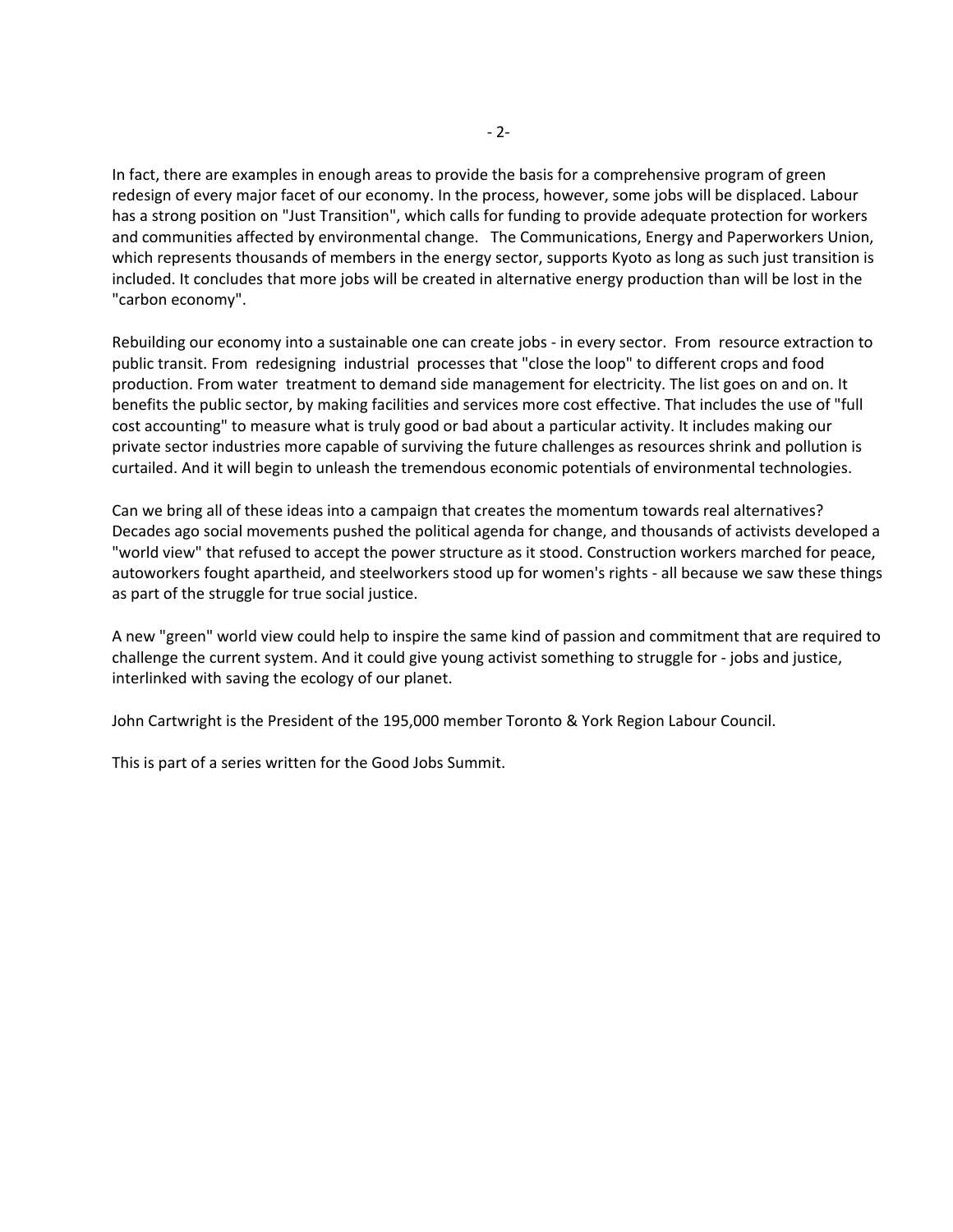In fact, there are examples in enough areas to provide the basis for a comprehensive program of green redesign of every major facet of our economy. In the process, however, some jobs will be displaced. Labour has a strong position on "Just Transition", which calls for funding to provide adequate protection for workers and communities affected by environmental change. The Communications, Energy and Paperworkers Union, which represents thousands of members in the energy sector, supports Kyoto as long as such just transition is included. It concludes that more jobs will be created in alternative energy production than will be lost in the "carbon economy".

Rebuilding our economy into a sustainable one can create jobs - in every sector. From resource extraction to public transit. From redesigning industrial processes that "close the loop" to different crops and food production. From water treatment to demand side management for electricity. The list goes on and on. It benefits the public sector, by making facilities and services more cost effective. That includes the use of "full cost accounting" to measure what is truly good or bad about a particular activity. It includes making our private sector industries more capable of surviving the future challenges as resources shrink and pollution is curtailed. And it will begin to unleash the tremendous economic potentials of environmental technologies.

Can we bring all of these ideas into a campaign that creates the momentum towards real alternatives? Decades ago social movements pushed the political agenda for change, and thousands of activists developed a "world view" that refused to accept the power structure as it stood. Construction workers marched for peace, autoworkers fought apartheid, and steelworkers stood up for women's rights - all because we saw these things as part of the struggle for true social justice.

A new "green" world view could help to inspire the same kind of passion and commitment that are required to challenge the current system. And it could give young activist something to struggle for - jobs and justice, interlinked with saving the ecology of our planet.

John Cartwright is the President of the 195,000 member Toronto & York Region Labour Council.

This is part of a series written for the Good Jobs Summit.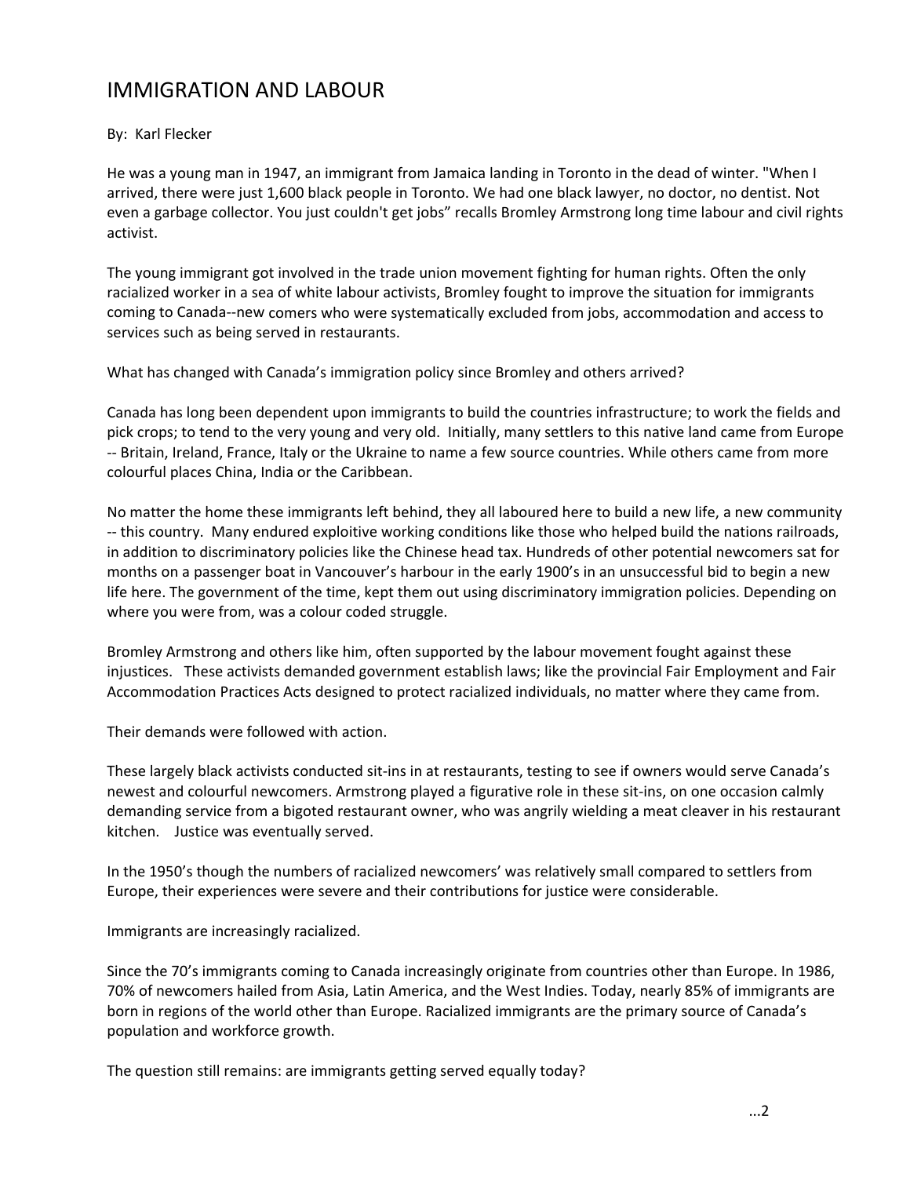# IMMIGRATION AND LABOUR

By: Karl Flecker

He was a young man in 1947, an immigrant from Jamaica landing in Toronto in the dead of winter. "When I arrived, there were just 1,600 black people in Toronto. We had one black lawyer, no doctor, no dentist. Not even a garbage collector. You just couldn't get jobs" recalls Bromley Armstrong long time labour and civil rights activist.

The young immigrant got involved in the trade union movement fighting for human rights. Often the only racialized worker in a sea of white labour activists, Bromley fought to improve the situation for immigrants coming to Canada--new comers who were systematically excluded from jobs, accommodation and access to services such as being served in restaurants.

What has changed with Canada's immigration policy since Bromley and others arrived?

Canada has long been dependent upon immigrants to build the countries infrastructure; to work the fields and pick crops; to tend to the very young and very old. Initially, many settlers to this native land came from Europe -- Britain, Ireland, France, Italy or the Ukraine to name a few source countries. While others came from more colourful places China, India or the Caribbean.

No matter the home these immigrants left behind, they all laboured here to build a new life, a new community -- this country. Many endured exploitive working conditions like those who helped build the nations railroads, in addition to discriminatory policies like the Chinese head tax. Hundreds of other potential newcomers sat for months on a passenger boat in Vancouver's harbour in the early 1900's in an unsuccessful bid to begin a new life here. The government of the time, kept them out using discriminatory immigration policies. Depending on where you were from, was a colour coded struggle.

Bromley Armstrong and others like him, often supported by the labour movement fought against these injustices. These activists demanded government establish laws; like the provincial Fair Employment and Fair Accommodation Practices Acts designed to protect racialized individuals, no matter where they came from.

Their demands were followed with action.

These largely black activists conducted sit-ins in at restaurants, testing to see if owners would serve Canada's newest and colourful newcomers. Armstrong played a figurative role in these sit-ins, on one occasion calmly demanding service from a bigoted restaurant owner, who was angrily wielding a meat cleaver in his restaurant kitchen. Justice was eventually served.

In the 1950's though the numbers of racialized newcomers' was relatively small compared to settlers from Europe, their experiences were severe and their contributions for justice were considerable.

Immigrants are increasingly racialized.

Since the 70's immigrants coming to Canada increasingly originate from countries other than Europe. In 1986, 70% of newcomers hailed from Asia, Latin America, and the West Indies. Today, nearly 85% of immigrants are born in regions of the world other than Europe. Racialized immigrants are the primary source of Canada's population and workforce growth.

The question still remains: are immigrants getting served equally today?

...2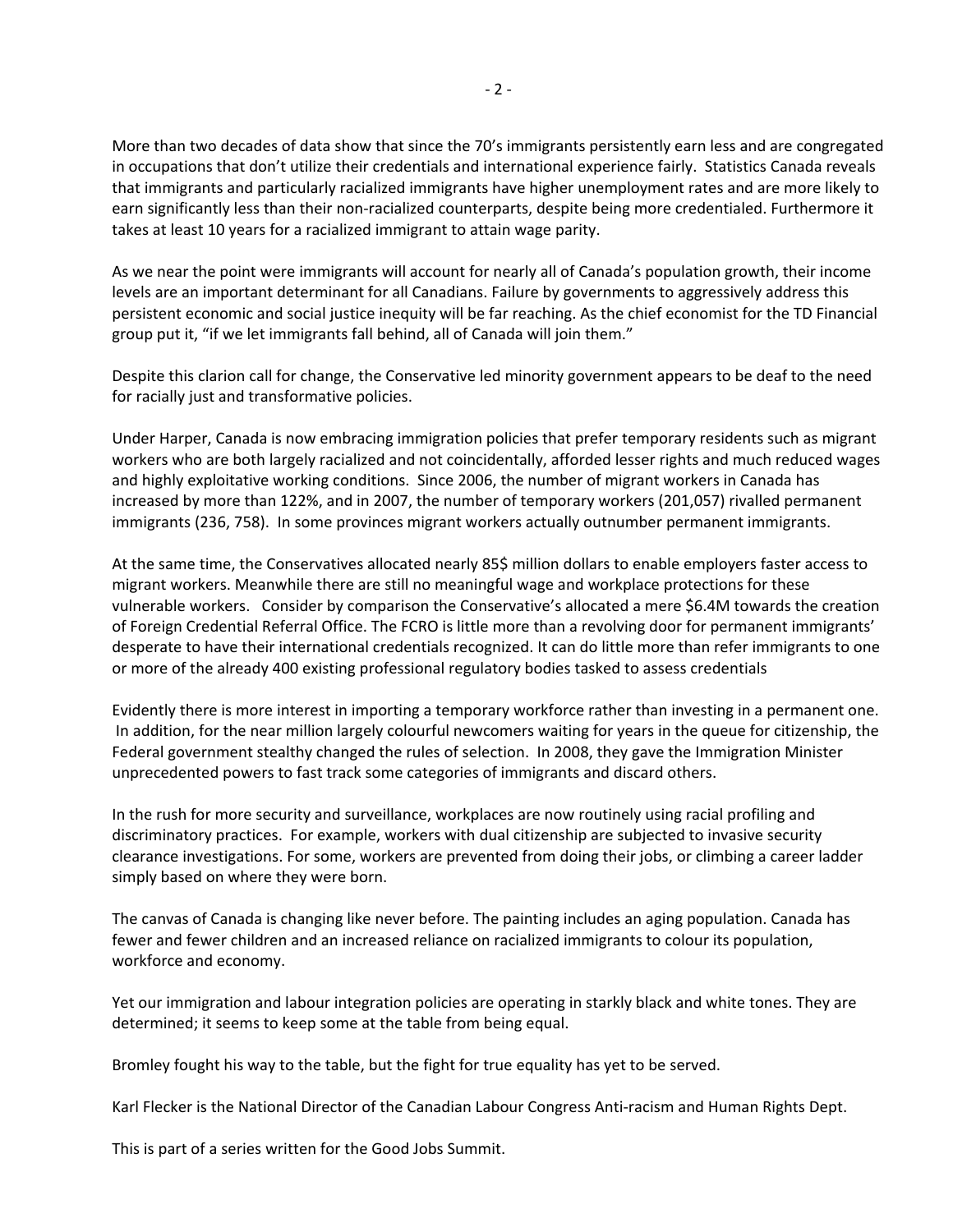More than two decades of data show that since the 70's immigrants persistently earn less and are congregated in occupations that don't utilize their credentials and international experience fairly. Statistics Canada reveals that immigrants and particularly racialized immigrants have higher unemployment rates and are more likely to earn significantly less than their non-racialized counterparts, despite being more credentialed. Furthermore it takes at least 10 years for a racialized immigrant to attain wage parity.

As we near the point were immigrants will account for nearly all of Canada's population growth, their income levels are an important determinant for all Canadians. Failure by governments to aggressively address this persistent economic and social justice inequity will be far reaching. As the chief economist for the TD Financial group put it, "if we let immigrants fall behind, all of Canada will join them."

Despite this clarion call for change, the Conservative led minority government appears to be deaf to the need for racially just and transformative policies.

Under Harper, Canada is now embracing immigration policies that prefer temporary residents such as migrant workers who are both largely racialized and not coincidentally, afforded lesser rights and much reduced wages and highly exploitative working conditions. Since 2006, the number of migrant workers in Canada has increased by more than 122%, and in 2007, the number of temporary workers (201,057) rivalled permanent immigrants (236, 758). In some provinces migrant workers actually outnumber permanent immigrants.

At the same time, the Conservatives allocated nearly 85$ million dollars to enable employers faster access to migrant workers. Meanwhile there are still no meaningful wage and workplace protections for these vulnerable workers. Consider by comparison the Conservative's allocated a mere $6.4M towards the creation of Foreign Credential Referral Office. The FCRO is little more than a revolving door for permanent immigrants' desperate to have their international credentials recognized. It can do little more than refer immigrants to one or more of the already 400 existing professional regulatory bodies tasked to assess credentials

Evidently there is more interest in importing a temporary workforce rather than investing in a permanent one. In addition, for the near million largely colourful newcomers waiting for years in the queue for citizenship, the Federal government stealthy changed the rules of selection. In 2008, they gave the Immigration Minister unprecedented powers to fast track some categories of immigrants and discard others.

In the rush for more security and surveillance, workplaces are now routinely using racial profiling and discriminatory practices. For example, workers with dual citizenship are subjected to invasive security clearance investigations. For some, workers are prevented from doing their jobs, or climbing a career ladder simply based on where they were born.

The canvas of Canada is changing like never before. The painting includes an aging population. Canada has fewer and fewer children and an increased reliance on racialized immigrants to colour its population, workforce and economy.

Yet our immigration and labour integration policies are operating in starkly black and white tones. They are determined; it seems to keep some at the table from being equal.

Bromley fought his way to the table, but the fight for true equality has yet to be served.

Karl Flecker is the National Director of the Canadian Labour Congress Anti-racism and Human Rights Dept.

This is part of a series written for the Good Jobs Summit.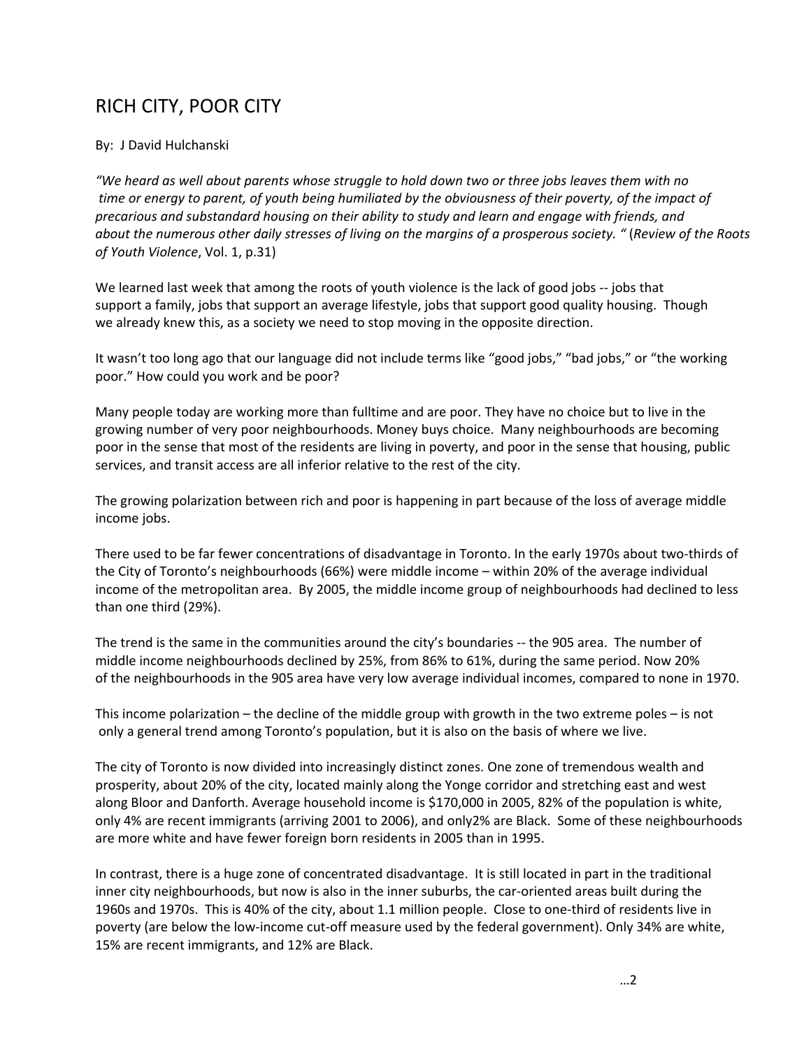# RICH CITY, POOR CITY

By: J David Hulchanski

*"We heard as well about parents whose struggle to hold down two or three jobs leaves them with no time or energy to parent, of youth being humiliated by the obviousness of their poverty, of the impact of precarious and substandard housing on their ability to study and learn and engage with friends, and about the numerous other daily stresses of living on the margins of a prosperous society. "* (*Review of the Roots of Youth Violence*, Vol. 1, p.31)

We learned last week that among the roots of youth violence is the lack of good jobs -- jobs that support a family, jobs that support an average lifestyle, jobs that support good quality housing. Though we already knew this, as a society we need to stop moving in the opposite direction.

It wasn't too long ago that our language did not include terms like "good jobs," "bad jobs," or "the working poor." How could you work and be poor?

Many people today are working more than fulltime and are poor. They have no choice but to live in the growing number of very poor neighbourhoods. Money buys choice. Many neighbourhoods are becoming poor in the sense that most of the residents are living in poverty, and poor in the sense that housing, public services, and transit access are all inferior relative to the rest of the city.

The growing polarization between rich and poor is happening in part because of the loss of average middle income jobs.

There used to be far fewer concentrations of disadvantage in Toronto. In the early 1970s about two-thirds of the City of Toronto's neighbourhoods (66%) were middle income – within 20% of the average individual income of the metropolitan area. By 2005, the middle income group of neighbourhoods had declined to less than one third (29%).

The trend is the same in the communities around the city's boundaries -- the 905 area. The number of middle income neighbourhoods declined by 25%, from 86% to 61%, during the same period. Now 20% of the neighbourhoods in the 905 area have very low average individual incomes, compared to none in 1970.

This income polarization – the decline of the middle group with growth in the two extreme poles – is not only a general trend among Toronto's population, but it is also on the basis of where we live.

The city of Toronto is now divided into increasingly distinct zones. One zone of tremendous wealth and prosperity, about 20% of the city, located mainly along the Yonge corridor and stretching east and west along Bloor and Danforth. Average household income is $170,000 in 2005, 82% of the population is white, only 4% are recent immigrants (arriving 2001 to 2006), and only2% are Black. Some of these neighbourhoods are more white and have fewer foreign born residents in 2005 than in 1995.

In contrast, there is a huge zone of concentrated disadvantage. It is still located in part in the traditional inner city neighbourhoods, but now is also in the inner suburbs, the car-oriented areas built during the 1960s and 1970s. This is 40% of the city, about 1.1 million people. Close to one-third of residents live in poverty (are below the low-income cut-off measure used by the federal government). Only 34% are white, 15% are recent immigrants, and 12% are Black.

…2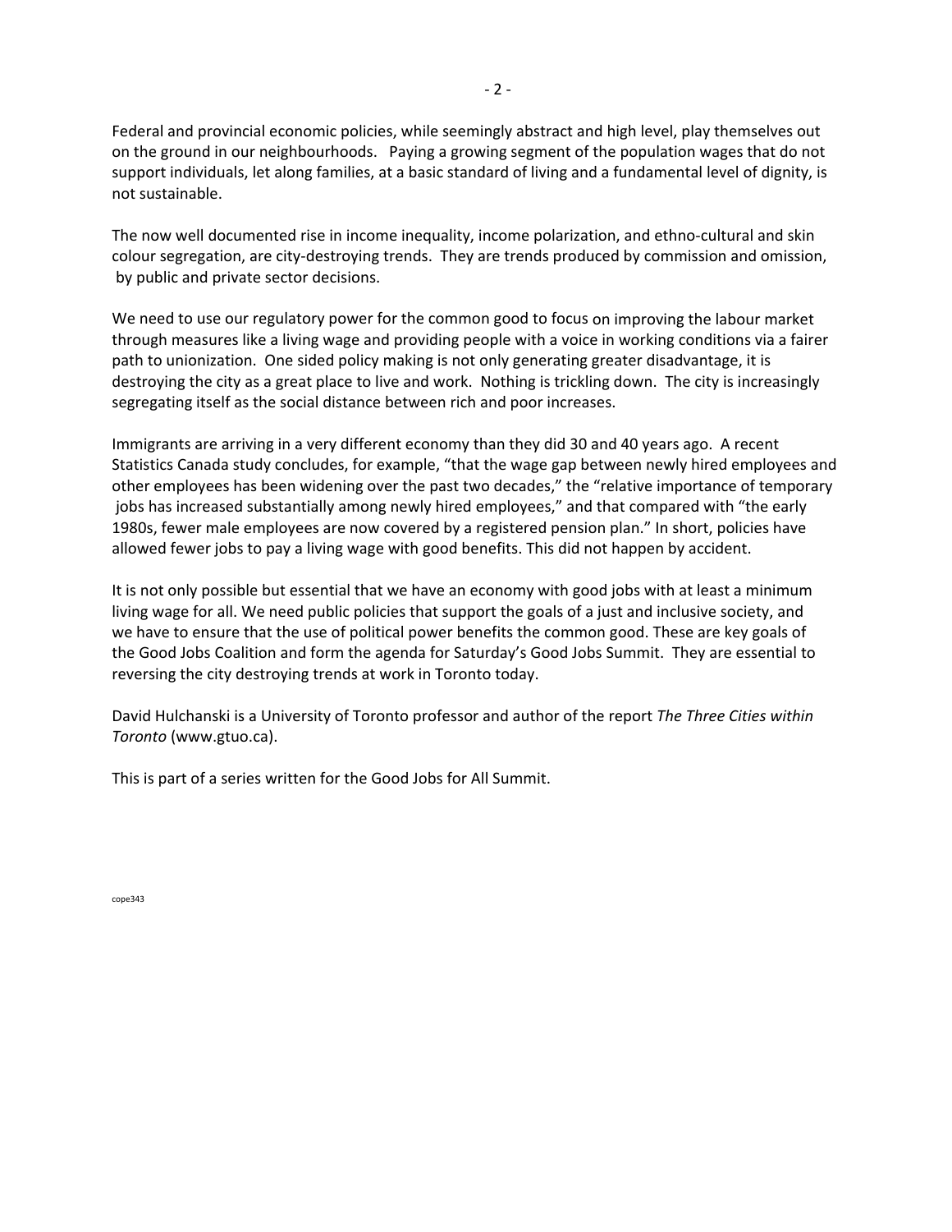Federal and provincial economic policies, while seemingly abstract and high level, play themselves out on the ground in our neighbourhoods. Paying a growing segment of the population wages that do not support individuals, let along families, at a basic standard of living and a fundamental level of dignity, is not sustainable.

The now well documented rise in income inequality, income polarization, and ethno-cultural and skin colour segregation, are city-destroying trends. They are trends produced by commission and omission, by public and private sector decisions.

We need to use our regulatory power for the common good to focus on improving the labour market through measures like a living wage and providing people with a voice in working conditions via a fairer path to unionization. One sided policy making is not only generating greater disadvantage, it is destroying the city as a great place to live and work. Nothing is trickling down. The city is increasingly segregating itself as the social distance between rich and poor increases.

Immigrants are arriving in a very different economy than they did 30 and 40 years ago. A recent Statistics Canada study concludes, for example, "that the wage gap between newly hired employees and other employees has been widening over the past two decades," the "relative importance of temporary jobs has increased substantially among newly hired employees," and that compared with "the early 1980s, fewer male employees are now covered by a registered pension plan." In short, policies have allowed fewer jobs to pay a living wage with good benefits. This did not happen by accident.

It is not only possible but essential that we have an economy with good jobs with at least a minimum living wage for all. We need public policies that support the goals of a just and inclusive society, and we have to ensure that the use of political power benefits the common good. These are key goals of the Good Jobs Coalition and form the agenda for Saturday's Good Jobs Summit. They are essential to reversing the city destroying trends at work in Toronto today.

David Hulchanski is a University of Toronto professor and author of the report *The Three Cities within Toronto* (www.gtuo.ca).

This is part of a series written for the Good Jobs for All Summit.

cope343